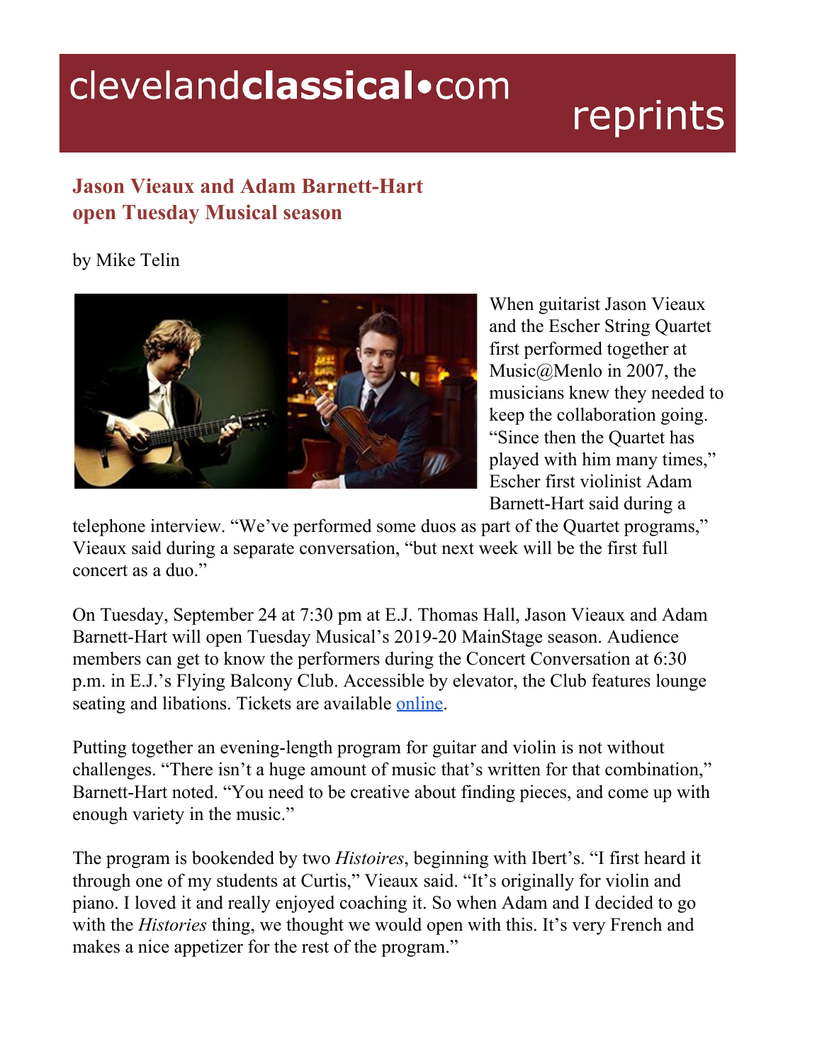# clevelandclassical•com reprints

## Jason Vieaux and Adam Barnett-Hart open Tuesday Musical season

by Mike Telin

When guitarist Jason Vieaux and the Escher String Quartet first performed together at Music@Menlo in 2007, the musicians knew they needed to keep the collaboration going. "Since then the Quartet has played with him many times," Escher first violinist Adam Barnett-Hart said during a telephone interview. "We've performed some duos as part of the Quartet programs," Vieaux said during a separate conversation, "but next week will be the first full concert as a duo."

On Tuesday, September 24 at 7:30 pm at E.J. Thomas Hall, Jason Vieaux and Adam Barnett-Hart will open Tuesday Musical's 2019-20 MainStage season. Audience members can get to know the performers during the Concert Conversation at 6:30 p.m. in E.J.'s Flying Balcony Club. Accessible by elevator, the Club features lounge seating and libations. Tickets are available online.

Putting together an evening-length program for guitar and violin is not without challenges. "There isn't a huge amount of music that's written for that combination," Barnett-Hart noted. "You need to be creative about finding pieces, and come up with enough variety in the music."

The program is bookended by two *Histoires*, beginning with Ibert's. "I first heard it through one of my students at Curtis," Vieaux said. "It's originally for violin and piano. I loved it and really enjoyed coaching it. So when Adam and I decided to go with the *Histories* thing, we thought we would open with this. It's very French and makes a nice appetizer for the rest of the program."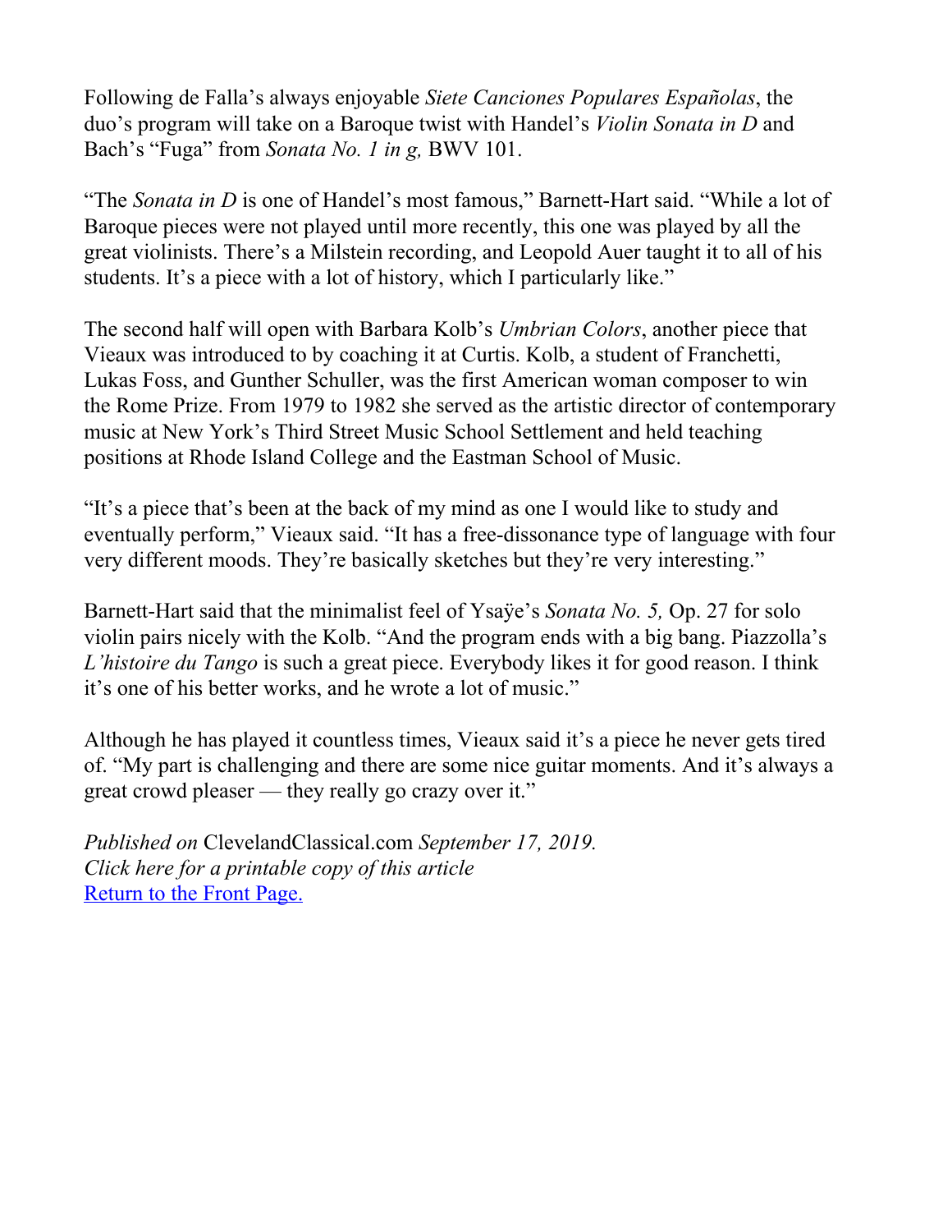Following de Falla's always enjoyable *Siete Canciones Populares Españolas*, the duo's program will take on a Baroque twist with Handel's *Violin Sonata in D* and Bach's "Fuga" from *Sonata No. 1 in g,* BWV 101.

"The *Sonata in D* is one of Handel's most famous," Barnett-Hart said. "While a lot of Baroque pieces were not played until more recently, this one was played by all the great violinists. There's a Milstein recording, and Leopold Auer taught it to all of his students. It's a piece with a lot of history, which I particularly like."

The second half will open with Barbara Kolb's *Umbrian Colors*, another piece that Vieaux was introduced to by coaching it at Curtis. Kolb, a student of Franchetti, Lukas Foss, and Gunther Schuller, was the first American woman composer to win the Rome Prize. From 1979 to 1982 she served as the artistic director of contemporary music at New York's Third Street Music School Settlement and held teaching positions at Rhode Island College and the Eastman School of Music.

"It's a piece that's been at the back of my mind as one I would like to study and eventually perform," Vieaux said. "It has a free-dissonance type of language with four very different moods. They're basically sketches but they're very interesting."

Barnett-Hart said that the minimalist feel of Ysaÿe's *Sonata No. 5,* Op. 27 for solo violin pairs nicely with the Kolb. "And the program ends with a big bang. Piazzolla's *L'histoire du Tango* is such a great piece. Everybody likes it for good reason. I think it's one of his better works, and he wrote a lot of music."

Although he has played it countless times, Vieaux said it's a piece he never gets tired of. "My part is challenging and there are some nice guitar moments. And it's always a great crowd pleaser — they really go crazy over it."

*Published on* ClevelandClassical.com *September 17, 2019.*
*Click here for a printable copy of this article*
Return to the Front Page.